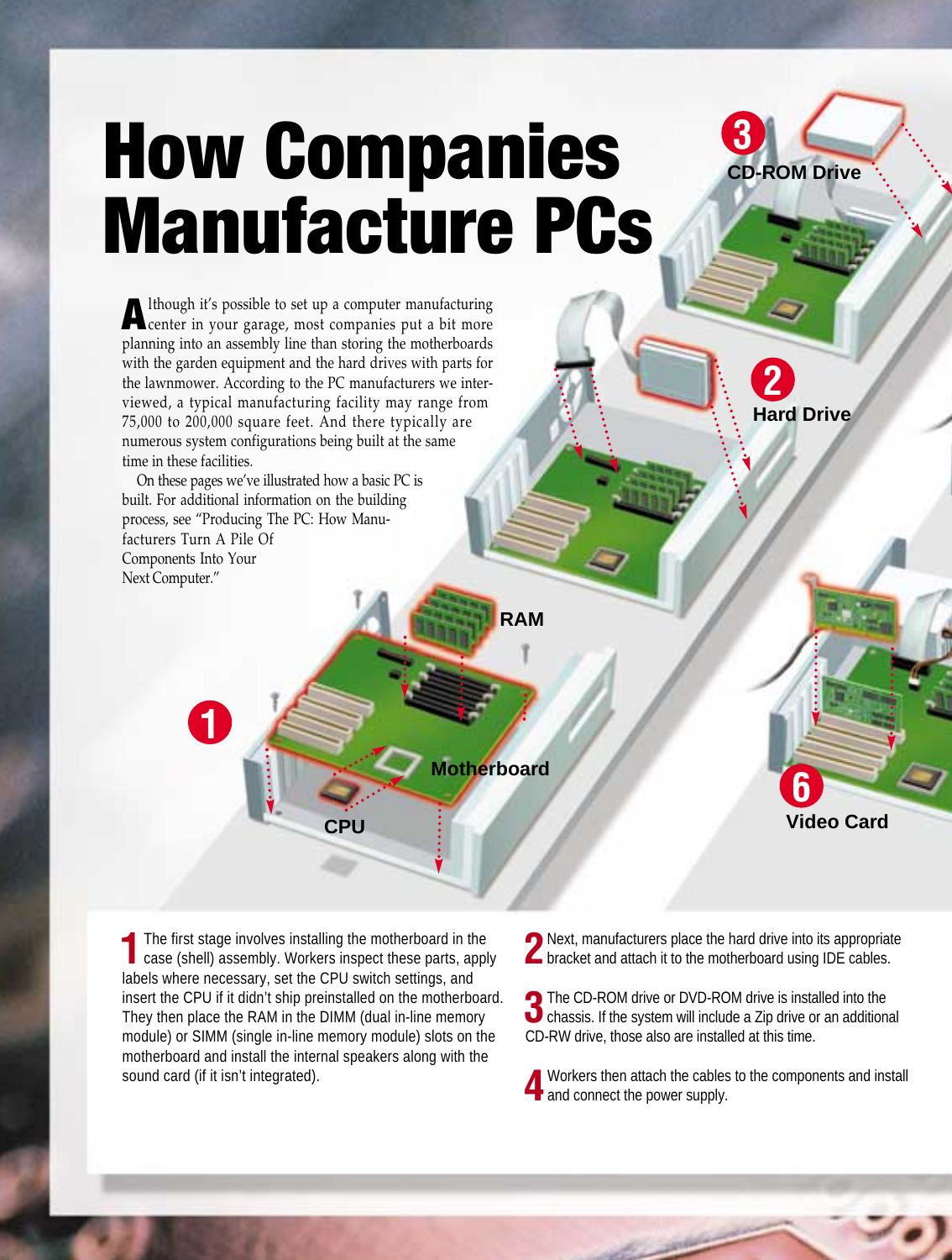# How Companies Manufacture PCs

Although it's possible to set up a computer manufacturing center in your garage, most companies put a bit more planning into an assembly line than storing the motherboards with the garden equipment and the hard drives with parts for the lawnmower. According to the PC manufacturers we interviewed, a typical manufacturing facility may range from 75,000 to 200,000 square feet. And there typically are numerous system configurations being built at the same time in these facilities.

On these pages we've illustrated how a basic PC is built. For additional information on the building process, see "Producing The PC: How Manufacturers Turn A Pile Of Components Into Your Next Computer."

3 CD-ROM Drive

2 Hard Drive

RAM

1

Motherboard

CPU

6 Video Card

**1** The first stage involves installing the motherboard in the case (shell) assembly. Workers inspect these parts, apply labels where necessary, set the CPU switch settings, and insert the CPU if it didn't ship preinstalled on the motherboard. They then place the RAM in the DIMM (dual in-line memory module) or SIMM (single in-line memory module) slots on the motherboard and install the internal speakers along with the sound card (if it isn't integrated).

**2** Next, manufacturers place the hard drive into its appropriate bracket and attach it to the motherboard using IDE cables.

**3** The CD-ROM drive or DVD-ROM drive is installed into the chassis. If the system will include a Zip drive or an additional CD-RW drive, those also are installed at this time.

**4** Workers then attach the cables to the components and install and connect the power supply.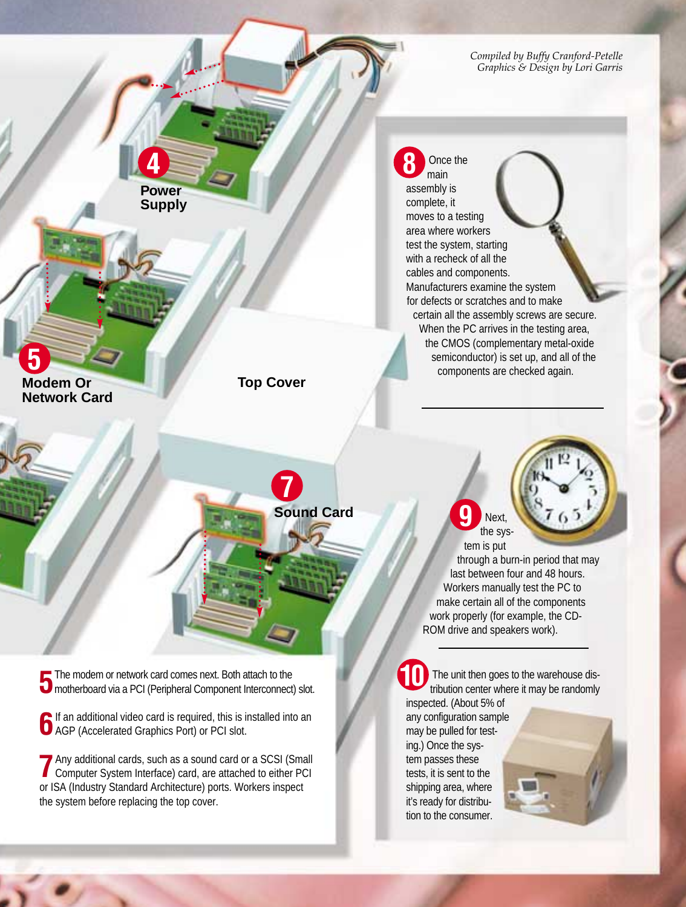*Compiled by Buffy Cranford-Petelle*
*Graphics & Design by Lori Garris*

**4** **Power Supply**

**5** **Modem Or Network Card**

**Top Cover**

**7** **Sound Card**

**5** The modem or network card comes next. Both attach to the motherboard via a PCI (Peripheral Component Interconnect) slot.

**6** If an additional video card is required, this is installed into an AGP (Accelerated Graphics Port) or PCI slot.

**7** Any additional cards, such as a sound card or a SCSI (Small Computer System Interface) card, are attached to either PCI or ISA (Industry Standard Architecture) ports. Workers inspect the system before replacing the top cover.

**8** Once the main assembly is complete, it moves to a testing area where workers test the system, starting with a recheck of all the cables and components. Manufacturers examine the system for defects or scratches and to make certain all the assembly screws are secure. When the PC arrives in the testing area, the CMOS (complementary metal-oxide semiconductor) is set up, and all of the components are checked again.

**9** Next, the system is put through a burn-in period that may last between four and 48 hours. Workers manually test the PC to make certain all of the components work properly (for example, the CD-ROM drive and speakers work).

**10** The unit then goes to the warehouse distribution center where it may be randomly inspected. (About 5% of any configuration sample may be pulled for testing.) Once the system passes these tests, it is sent to the shipping area, where it's ready for distribution to the consumer.